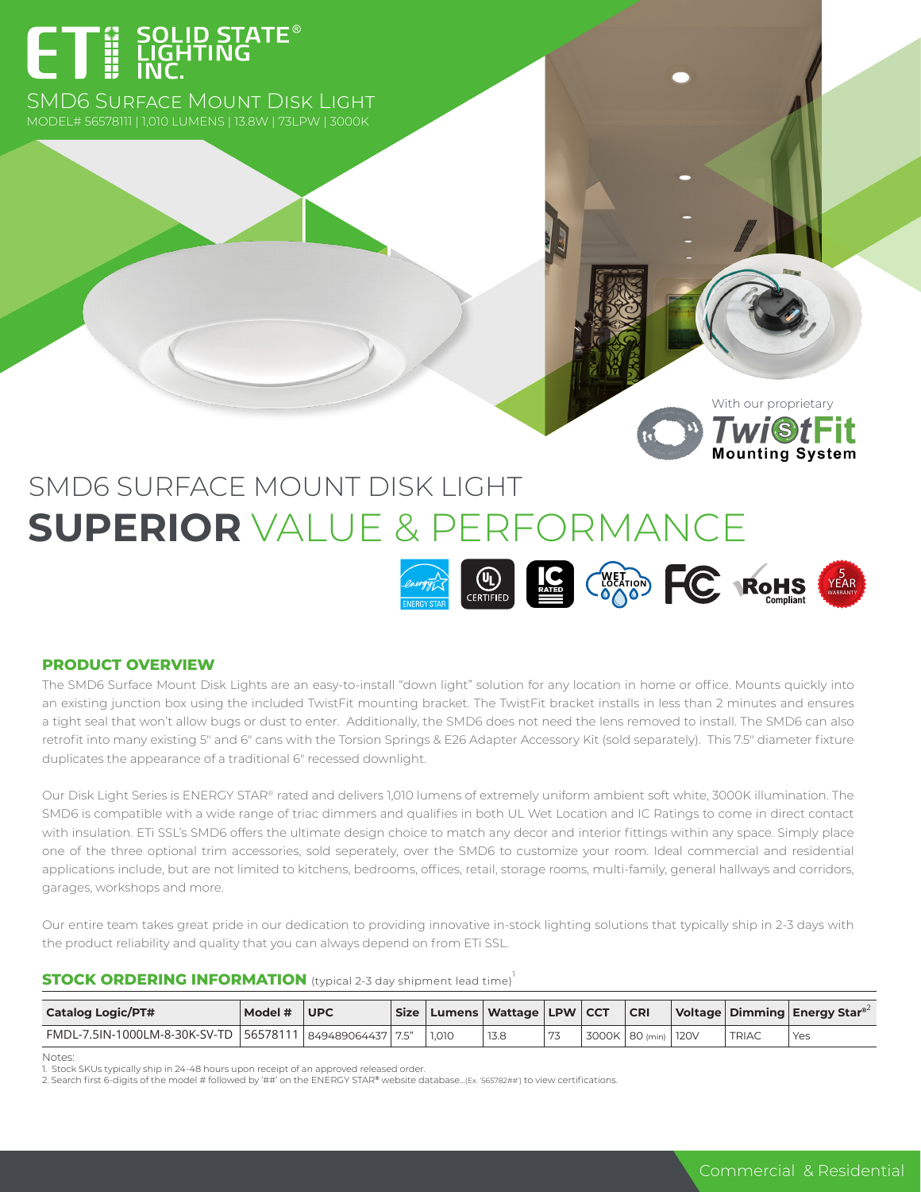ETi SOLID STATE® LIGHTING INC.

SMD6 Surface Mount Disk Light

MODEL# 56578111 | 1,010 LUMENS | 13.8W | 73LPW | 3000K

With our proprietary TwistFit Mounting System

# SMD6 SURFACE MOUNT DISK LIGHT

## SUPERIOR VALUE & PERFORMANCE

ENERGY STAR | UL CERTIFIED | IC RATED | WET LOCATION | FC | RoHS Compliant | 5 YEAR WARRANTY

### PRODUCT OVERVIEW

The SMD6 Surface Mount Disk Lights are an easy-to-install "down light" solution for any location in home or office. Mounts quickly into an existing junction box using the included TwistFit mounting bracket. The TwistFit bracket installs in less than 2 minutes and ensures a tight seal that won't allow bugs or dust to enter. Additionally, the SMD6 does not need the lens removed to install. The SMD6 can also retrofit into many existing 5" and 6" cans with the Torsion Springs & E26 Adapter Accessory Kit (sold separately). This 7.5" diameter fixture duplicates the appearance of a traditional 6" recessed downlight.

Our Disk Light Series is ENERGY STAR® rated and delivers 1,010 lumens of extremely uniform ambient soft white, 3000K illumination. The SMD6 is compatible with a wide range of triac dimmers and qualifies in both UL Wet Location and IC Ratings to come in direct contact with insulation. ETi SSL's SMD6 offers the ultimate design choice to match any decor and interior fittings within any space. Simply place one of the three optional trim accessories, sold seperately, over the SMD6 to customize your room. Ideal commercial and residential applications include, but are not limited to kitchens, bedrooms, offices, retail, storage rooms, multi-family, general hallways and corridors, garages, workshops and more.

Our entire team takes great pride in our dedication to providing innovative in-stock lighting solutions that typically ship in 2-3 days with the product reliability and quality that you can always depend on from ETi SSL.

### STOCK ORDERING INFORMATION (typical 2-3 day shipment lead time)[1]

| Catalog Logic/PT# | Model # | UPC | Size | Lumens | Wattage | LPW | CCT | CRI | Voltage | Dimming | Energy Star®[2] |
|---|---|---|---|---|---|---|---|---|---|---|---|
| FMDL-7.5IN-1000LM-8-30K-SV-TD | 56578111 | 849489064437 | 7.5" | 1,010 | 13.8 | 73 | 3000K | 80 (min) | 120V | TRIAC | Yes |

Notes:
1. Stock SKUs typically ship in 24-48 hours upon receipt of an approved released order.
2. Search first 6-digits of the model # followed by '##' on the ENERGY STAR® website database...(Ex. '565782##') to view certifications.

Commercial & Residential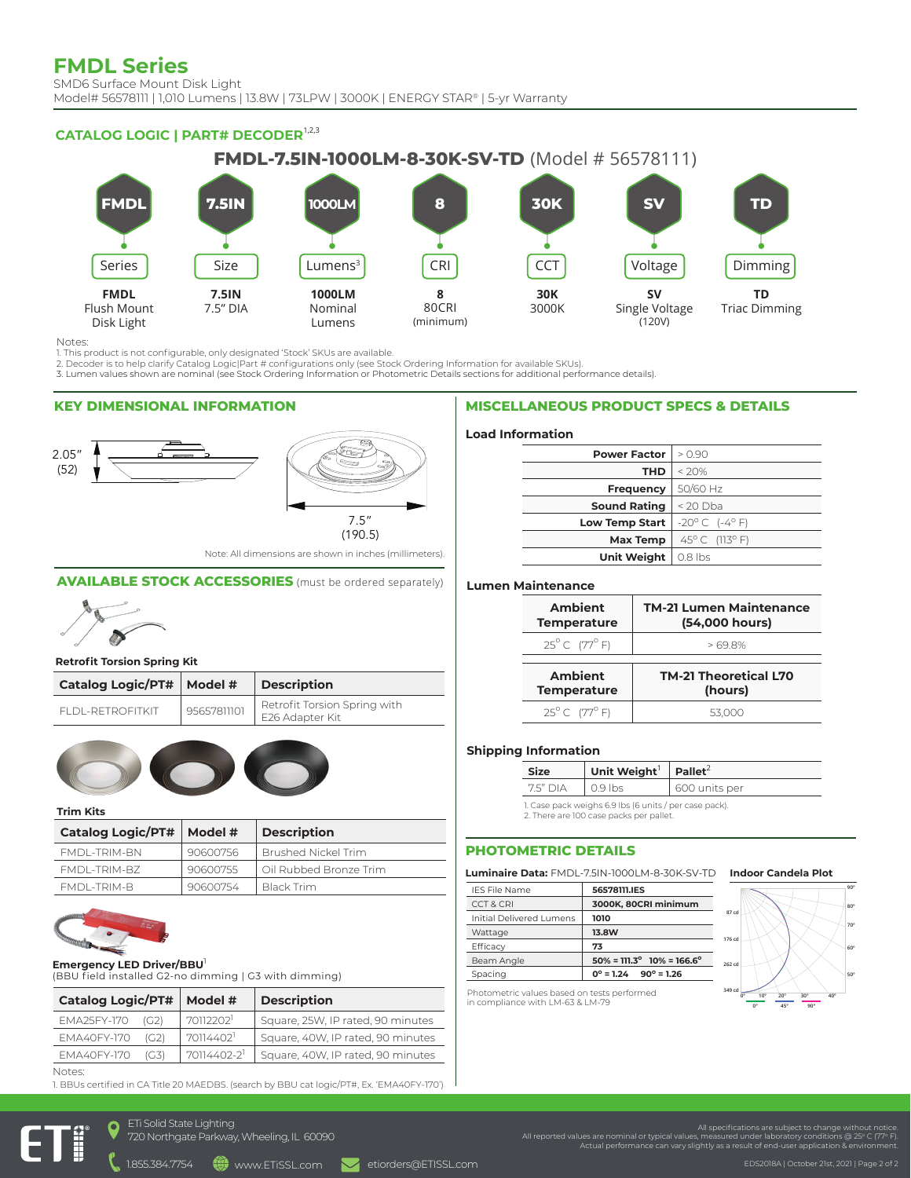# FMDL Series

SMD6 Surface Mount Disk Light
Model# 56578111 | 1,010 Lumens | 13.8W | 73LPW | 3000K | ENERGY STAR® | 5-yr Warranty

## CATALOG LOGIC | PART# DECODER[1,2,3]

**FMDL-7.5IN-1000LM-8-30K-SV-TD** (Model # 56578111)

| FMDL | 7.5IN | 1000LM | 8 | 30K | SV | TD |
|---|---|---|---|---|---|---|
| Series | Size | Lumens[3] | CRI | CCT | Voltage | Dimming |
| **FMDL** Flush Mount Disk Light | **7.5IN** 7.5" DIA | **1000LM** Nominal Lumens | **8** 80CRI (minimum) | **30K** 3000K | **SV** Single Voltage (120V) | **TD** Triac Dimming |

Notes:
1. This product is not configurable, only designated 'Stock' SKUs are available.
2. Decoder is to help clarify Catalog Logic|Part # configurations only (see Stock Ordering Information for available SKUs).
3. Lumen values shown are nominal (see Stock Ordering Information or Photometric Details sections for additional performance details).

## KEY DIMENSIONAL INFORMATION

2.05" (52)

7.5" (190.5)

Note: All dimensions are shown in inches (millimeters).

## AVAILABLE STOCK ACCESSORIES (must be ordered separately)

**Retrofit Torsion Spring Kit**

| Catalog Logic/PT# | Model # | Description |
|---|---|---|
| FLDL-RETROFITKIT | 95657811101 | Retrofit Torsion Spring with E26 Adapter Kit |

**Trim Kits**

| Catalog Logic/PT# | Model # | Description |
|---|---|---|
| FMDL-TRIM-BN | 90600756 | Brushed Nickel Trim |
| FMDL-TRIM-BZ | 90600755 | Oil Rubbed Bronze Trim |
| FMDL-TRIM-B | 90600754 | Black Trim |

**Emergency LED Driver/BBU**[1]
(BBU field installed G2-no dimming | G3 with dimming)

| Catalog Logic/PT# | Model # | Description |
|---|---|---|
| EMA25FY-170 (G2) | 70112202[1] | Square, 25W, IP rated, 90 minutes |
| EMA40FY-170 (G2) | 70114402[1] | Square, 40W, IP rated, 90 minutes |
| EMA40FY-170 (G3) | 70114402-2[1] | Square, 40W, IP rated, 90 minutes |

Notes:
1. BBUs certified in CA Title 20 MAEDBS. (search by BBU cat logic/PT#, Ex. 'EMA40FY-170')

## MISCELLANEOUS PRODUCT SPECS & DETAILS

### Load Information

| | |
|---|---|
| **Power Factor** | > 0.90 |
| **THD** | < 20% |
| **Frequency** | 50/60 Hz |
| **Sound Rating** | < 20 Dba |
| **Low Temp Start** | -20° C (-4° F) |
| **Max Temp** | 45° C (113° F) |
| **Unit Weight** | 0.8 lbs |

### Lumen Maintenance

| Ambient Temperature | TM-21 Lumen Maintenance (54,000 hours) |
|---|---|
| 25° C (77° F) | > 69.8% |

| Ambient Temperature | TM-21 Theoretical L70 (hours) |
|---|---|
| 25° C (77° F) | 53,000 |

### Shipping Information

| Size | Unit Weight[1] | Pallet[2] |
|---|---|---|
| 7.5" DIA | 0.9 lbs | 600 units per |

1. Case pack weighs 6.9 lbs (6 units / per case pack).
2. There are 100 case packs per pallet.

## PHOTOMETRIC DETAILS

**Luminaire Data:** FMDL-7.5IN-1000LM-8-30K-SV-TD

| | |
|---|---|
| IES File Name | 56578111.IES |
| CCT & CRI | 3000K, 80CRI minimum |
| Initial Delivered Lumens | 1010 |
| Wattage | 13.8W |
| Efficacy | 73 |
| Beam Angle | 50% = 111.3° 10% = 166.6° |
| Spacing | 0° = 1.24 90° = 1.26 |

Photometric values based on tests performed in compliance with LM-63 & LM-79

**Indoor Candela Plot**

90° 80° 70° 60° 50°
87 cd 176 cd 262 cd 349 cd
0° 10° 20° 30° 40°
0° 45° 90°

ETi Solid State Lighting
720 Northgate Parkway, Wheeling, IL 60090
1.855.384.7754 www.ETiSSL.com etiorders@ETISSL.com

All specifications are subject to change without notice.
All reported values are nominal or typical values, measured under laboratory conditions @ 25° C (77° F).
Actual performance can vary slightly as a result of end-user application & environment.

EDS2018A | October 21st, 2021